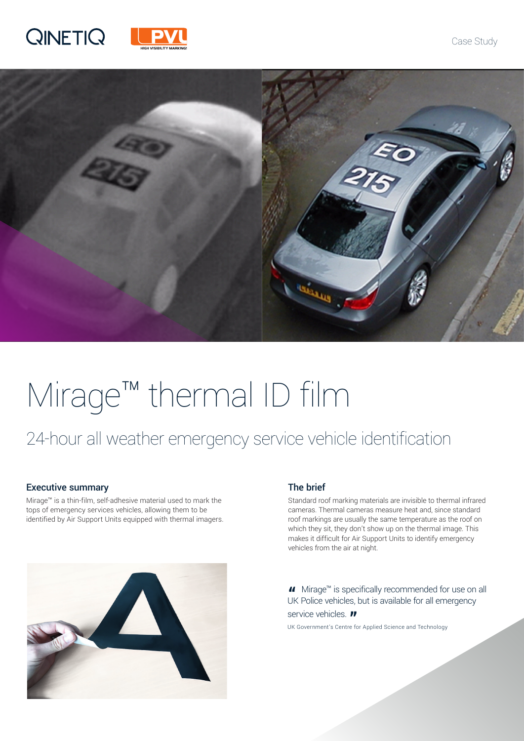Case Study

# Mirage™ thermal ID film

## 24-hour all weather emergency service vehicle identification

### Executive summary

Mirage™ is a thin-film, self-adhesive material used to mark the tops of emergency services vehicles, allowing them to be identified by Air Support Units equipped with thermal imagers.

### The brief

Standard roof marking materials are invisible to thermal infrared cameras. Thermal cameras measure heat and, since standard roof markings are usually the same temperature as the roof on which they sit, they don't show up on the thermal image. This makes it difficult for Air Support Units to identify emergency vehicles from the air at night.

> "Mirage™ is specifically recommended for use on all UK Police vehicles, but is available for all emergency service vehicles."
>
> UK Government's Centre for Applied Science and Technology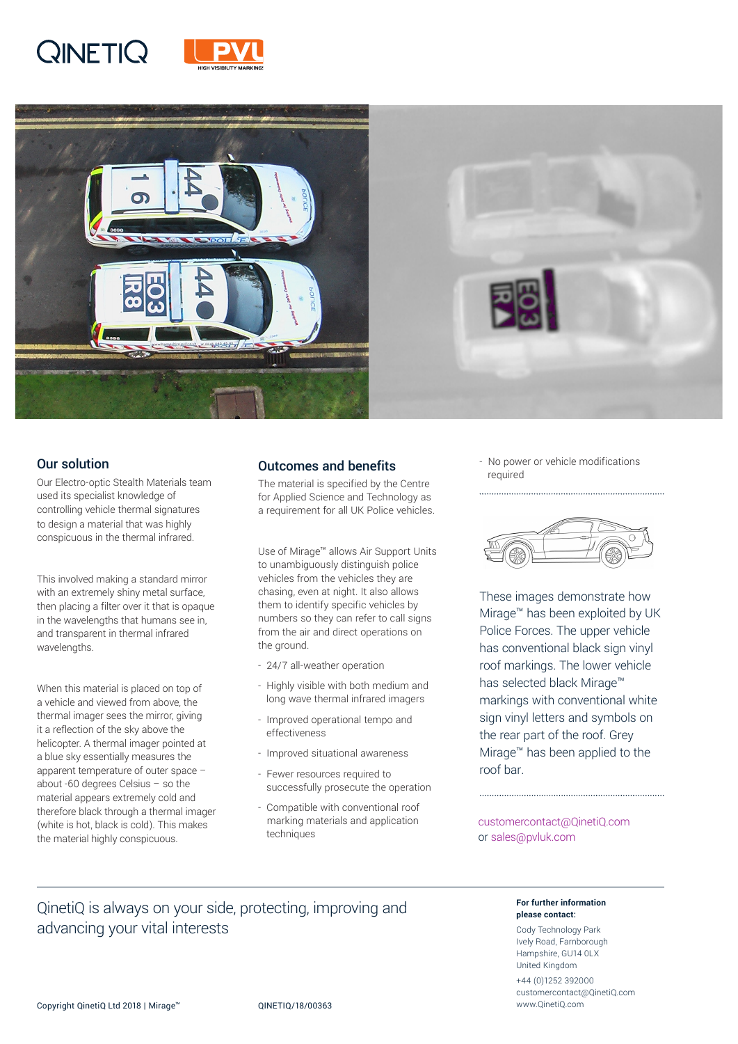## Our solution

Our Electro-optic Stealth Materials team used its specialist knowledge of controlling vehicle thermal signatures to design a material that was highly conspicuous in the thermal infrared.

This involved making a standard mirror with an extremely shiny metal surface, then placing a filter over it that is opaque in the wavelengths that humans see in, and transparent in thermal infrared wavelengths.

When this material is placed on top of a vehicle and viewed from above, the thermal imager sees the mirror, giving it a reflection of the sky above the helicopter. A thermal imager pointed at a blue sky essentially measures the apparent temperature of outer space – about -60 degrees Celsius – so the material appears extremely cold and therefore black through a thermal imager (white is hot, black is cold). This makes the material highly conspicuous.

## Outcomes and benefits

The material is specified by the Centre for Applied Science and Technology as a requirement for all UK Police vehicles.

Use of Mirage™ allows Air Support Units to unambiguously distinguish police vehicles from the vehicles they are chasing, even at night. It also allows them to identify specific vehicles by numbers so they can refer to call signs from the air and direct operations on the ground.

- 24/7 all-weather operation
- Highly visible with both medium and long wave thermal infrared imagers
- Improved operational tempo and effectiveness
- Improved situational awareness
- Fewer resources required to successfully prosecute the operation
- Compatible with conventional roof marking materials and application techniques
- No power or vehicle modifications required

These images demonstrate how Mirage™ has been exploited by UK Police Forces. The upper vehicle has conventional black sign vinyl roof markings. The lower vehicle has selected black Mirage™ markings with conventional white sign vinyl letters and symbols on the rear part of the roof. Grey Mirage™ has been applied to the roof bar.

customercontact@QinetiQ.com
or sales@pvluk.com

QinetiQ is always on your side, protecting, improving and advancing your vital interests

**For further information please contact:**

Cody Technology Park
Ively Road, Farnborough
Hampshire, GU14 0LX
United Kingdom

+44 (0)1252 392000
customercontact@QinetiQ.com
www.QinetiQ.com

Copyright QinetiQ Ltd 2018 | Mirage™

QINETIQ/18/00363